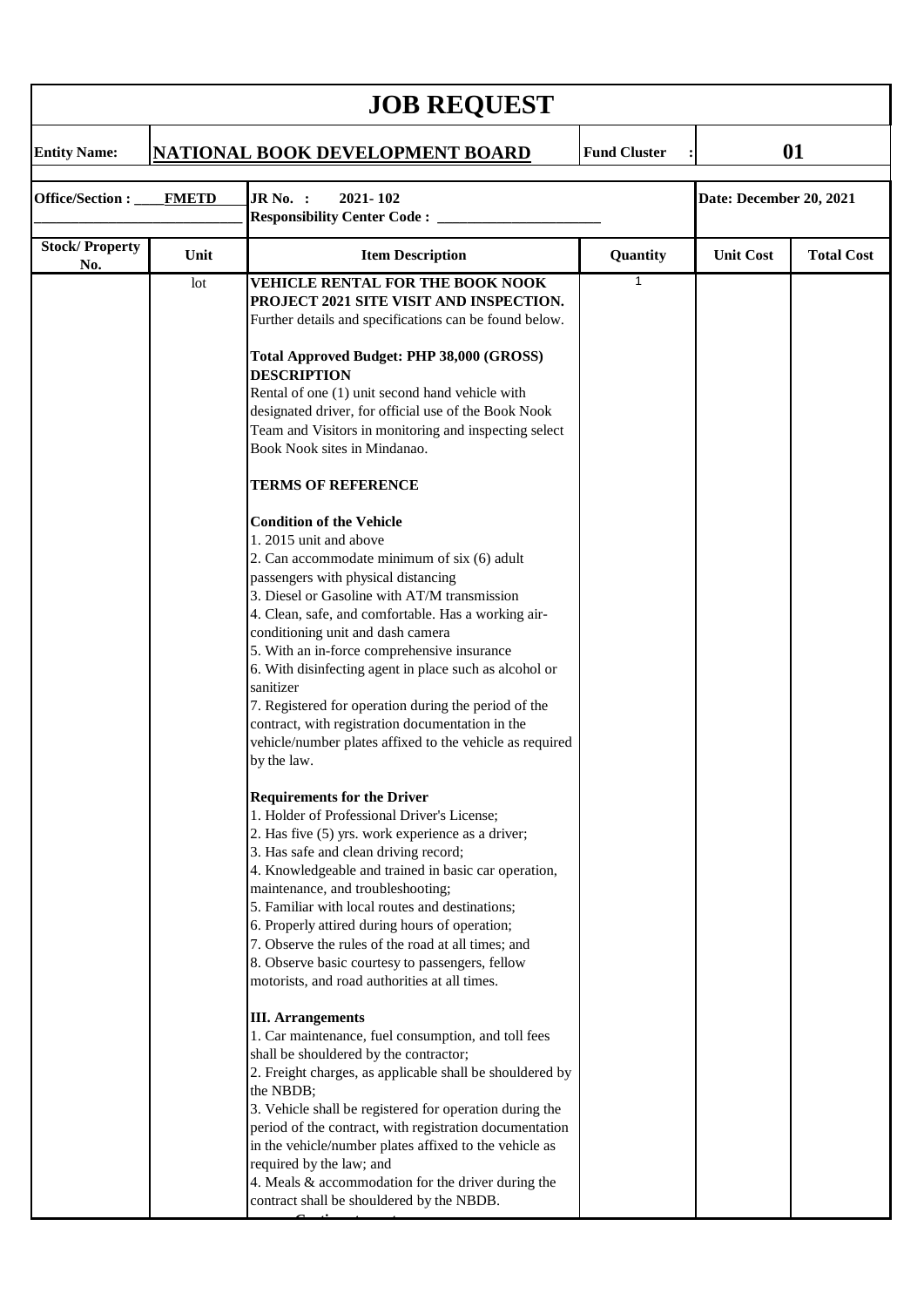# JOB REQUEST

**Entity Name:** **NATIONAL BOOK DEVELOPMENT BOARD** **Fund Cluster :** **01**

**Office/Section : FMETD** **JR No. : 2021- 102** **Responsibility Center Code :** ______________________ **Date: December 20, 2021**

| Stock/ Property No. | Unit | Item Description | Quantity | Unit Cost | Total Cost |
|---|---|---|---|---|---|
| | lot | **VEHICLE RENTAL FOR THE BOOK NOOK PROJECT 2021 SITE VISIT AND INSPECTION.** Further details and specifications can be found below.<br><br>**Total Approved Budget: PHP 38,000 (GROSS)**<br>**DESCRIPTION**<br>Rental of one (1) unit second hand vehicle with designated driver, for official use of the Book Nook Team and Visitors in monitoring and inspecting select Book Nook sites in Mindanao.<br><br>**TERMS OF REFERENCE**<br><br>**Condition of the Vehicle**<br>1. 2015 unit and above<br>2. Can accommodate minimum of six (6) adult passengers with physical distancing<br>3. Diesel or Gasoline with AT/M transmission<br>4. Clean, safe, and comfortable. Has a working air-conditioning unit and dash camera<br>5. With an in-force comprehensive insurance<br>6. With disinfecting agent in place such as alcohol or sanitizer<br>7. Registered for operation during the period of the contract, with registration documentation in the vehicle/number plates affixed to the vehicle as required by the law.<br><br>**Requirements for the Driver**<br>1. Holder of Professional Driver's License;<br>2. Has five (5) yrs. work experience as a driver;<br>3. Has safe and clean driving record;<br>4. Knowledgeable and trained in basic car operation, maintenance, and troubleshooting;<br>5. Familiar with local routes and destinations;<br>6. Properly attired during hours of operation;<br>7. Observe the rules of the road at all times; and<br>8. Observe basic courtesy to passengers, fellow motorists, and road authorities at all times.<br><br>**III. Arrangements**<br>1. Car maintenance, fuel consumption, and toll fees shall be shouldered by the contractor;<br>2. Freight charges, as applicable shall be shouldered by the NBDB;<br>3. Vehicle shall be registered for operation during the period of the contract, with registration documentation in the vehicle/number plates affixed to the vehicle as required by the law; and<br>4. Meals & accommodation for the driver during the contract shall be shouldered by the NBDB. | 1 | | |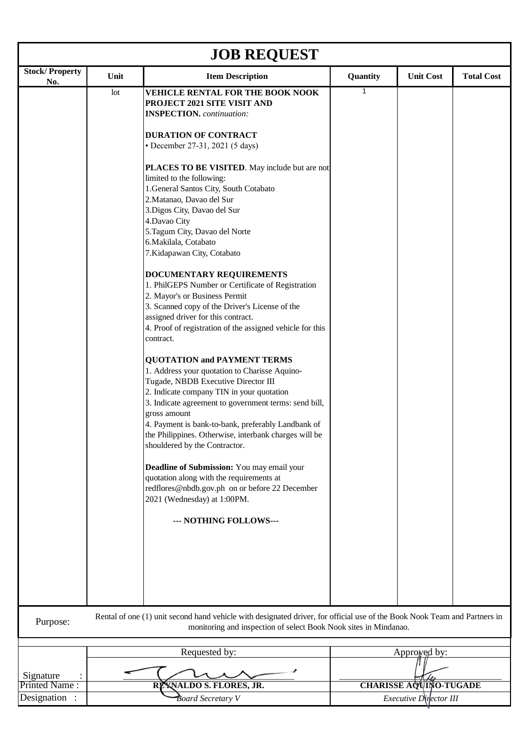# JOB REQUEST

| Stock/ Property No. | Unit | Item Description | Quantity | Unit Cost | Total Cost |
|---|---|---|---|---|---|
| | lot | **VEHICLE RENTAL FOR THE BOOK NOOK PROJECT 2021 SITE VISIT AND INSPECTION.** *continuation:*<br><br>**DURATION OF CONTRACT**<br>• December 27-31, 2021 (5 days)<br><br>**PLACES TO BE VISITED**. May include but are not limited to the following:<br>1.General Santos City, South Cotabato<br>2.Matanao, Davao del Sur<br>3.Digos City, Davao del Sur<br>4.Davao City<br>5.Tagum City, Davao del Norte<br>6.Makilala, Cotabato<br>7.Kidapawan City, Cotabato<br><br>**DOCUMENTARY REQUIREMENTS**<br>1. PhilGEPS Number or Certificate of Registration<br>2. Mayor's or Business Permit<br>3. Scanned copy of the Driver's License of the assigned driver for this contract.<br>4. Proof of registration of the assigned vehicle for this contract.<br><br>**QUOTATION and PAYMENT TERMS**<br>1. Address your quotation to Charisse Aquino-Tugade, NBDB Executive Director III<br>2. Indicate company TIN in your quotation<br>3. Indicate agreement to government terms: send bill, gross amount<br>4. Payment is bank-to-bank, preferably Landbank of the Philippines. Otherwise, interbank charges will be shouldered by the Contractor.<br><br>**Deadline of Submission:** You may email your quotation along with the requirements at redflores@nbdb.gov.ph on or before 22 December 2021 (Wednesday) at 1:00PM.<br><br>**--- NOTHING FOLLOWS---** | 1 | | |

Purpose: Rental of one (1) unit second hand vehicle with designated driver, for official use of the Book Nook Team and Partners in monitoring and inspection of select Book Nook sites in Mindanao.

| | Requested by: | Approved by: |
|---|---|---|
| Signature : | | |
| Printed Name : | **REYNALDO S. FLORES, JR.** | **CHARISSE AQUINO-TUGADE** |
| Designation : | *Board Secretary V* | *Executive Director III* |